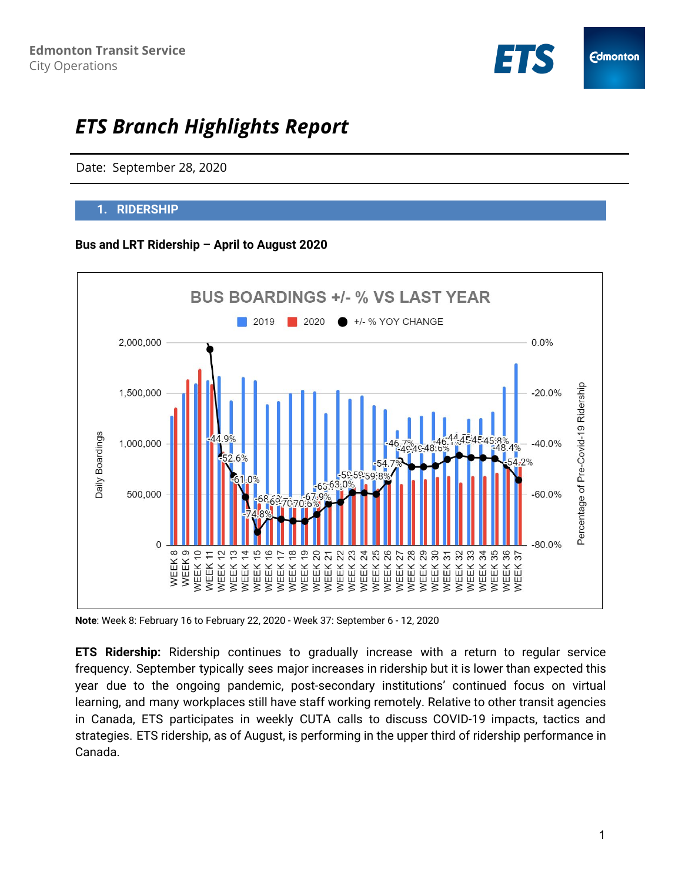Edmonton Transit Service
City Operations

# *ETS Branch Highlights Report*

Date: September 28, 2020

## 1. RIDERSHIP

**Bus and LRT Ridership – April to August 2020**

**Note**: Week 8: February 16 to February 22, 2020 - Week 37: September 6 - 12, 2020

**ETS Ridership:** Ridership continues to gradually increase with a return to regular service frequency. September typically sees major increases in ridership but it is lower than expected this year due to the ongoing pandemic, post-secondary institutions' continued focus on virtual learning, and many workplaces still have staff working remotely. Relative to other transit agencies in Canada, ETS participates in weekly CUTA calls to discuss COVID-19 impacts, tactics and strategies. ETS ridership, as of August, is performing in the upper third of ridership performance in Canada.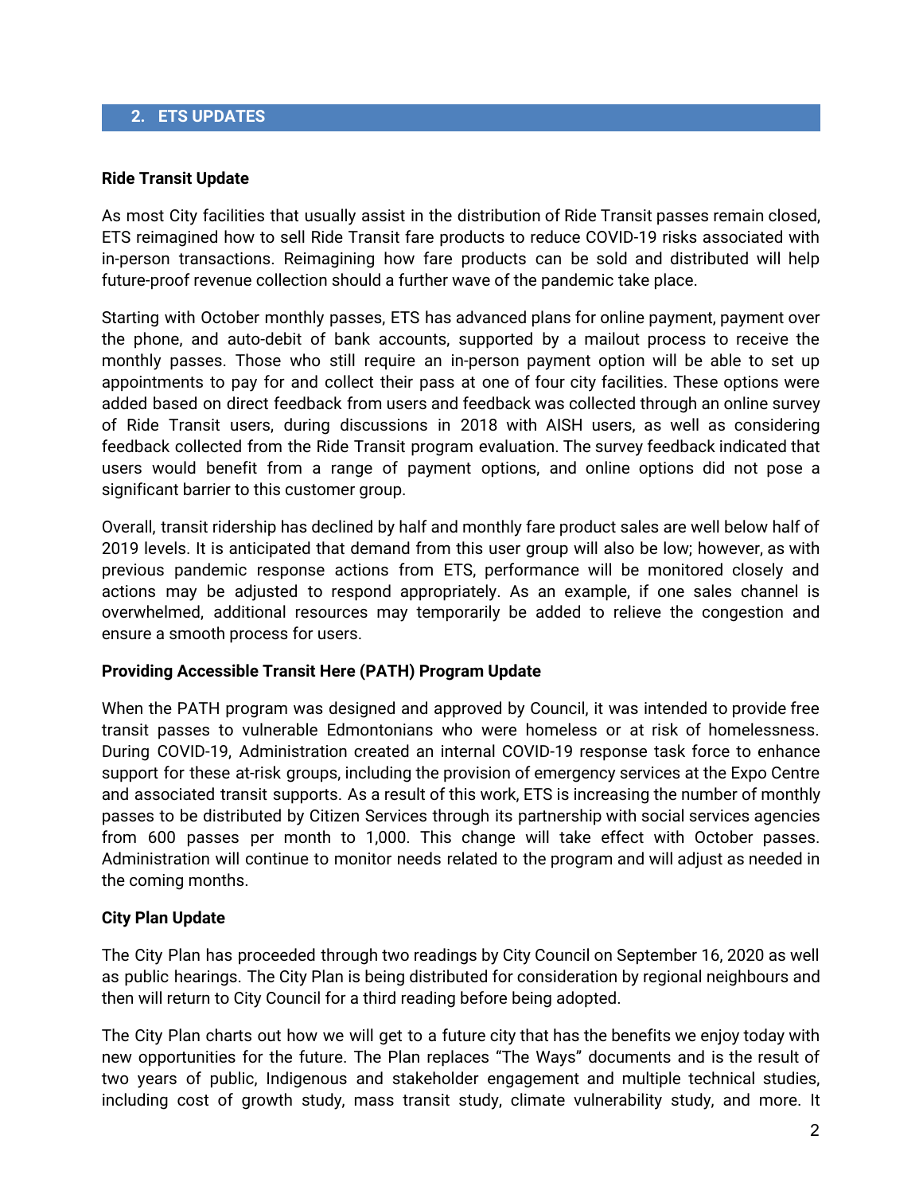## 2. ETS UPDATES

**Ride Transit Update**

As most City facilities that usually assist in the distribution of Ride Transit passes remain closed, ETS reimagined how to sell Ride Transit fare products to reduce COVID-19 risks associated with in-person transactions. Reimagining how fare products can be sold and distributed will help future-proof revenue collection should a further wave of the pandemic take place.

Starting with October monthly passes, ETS has advanced plans for online payment, payment over the phone, and auto-debit of bank accounts, supported by a mailout process to receive the monthly passes. Those who still require an in-person payment option will be able to set up appointments to pay for and collect their pass at one of four city facilities. These options were added based on direct feedback from users and feedback was collected through an online survey of Ride Transit users, during discussions in 2018 with AISH users, as well as considering feedback collected from the Ride Transit program evaluation. The survey feedback indicated that users would benefit from a range of payment options, and online options did not pose a significant barrier to this customer group.

Overall, transit ridership has declined by half and monthly fare product sales are well below half of 2019 levels. It is anticipated that demand from this user group will also be low; however, as with previous pandemic response actions from ETS, performance will be monitored closely and actions may be adjusted to respond appropriately. As an example, if one sales channel is overwhelmed, additional resources may temporarily be added to relieve the congestion and ensure a smooth process for users.

**Providing Accessible Transit Here (PATH) Program Update**

When the PATH program was designed and approved by Council, it was intended to provide free transit passes to vulnerable Edmontonians who were homeless or at risk of homelessness. During COVID-19, Administration created an internal COVID-19 response task force to enhance support for these at-risk groups, including the provision of emergency services at the Expo Centre and associated transit supports. As a result of this work, ETS is increasing the number of monthly passes to be distributed by Citizen Services through its partnership with social services agencies from 600 passes per month to 1,000. This change will take effect with October passes. Administration will continue to monitor needs related to the program and will adjust as needed in the coming months.

**City Plan Update**

The City Plan has proceeded through two readings by City Council on September 16, 2020 as well as public hearings. The City Plan is being distributed for consideration by regional neighbours and then will return to City Council for a third reading before being adopted.

The City Plan charts out how we will get to a future city that has the benefits we enjoy today with new opportunities for the future. The Plan replaces "The Ways" documents and is the result of two years of public, Indigenous and stakeholder engagement and multiple technical studies, including cost of growth study, mass transit study, climate vulnerability study, and more. It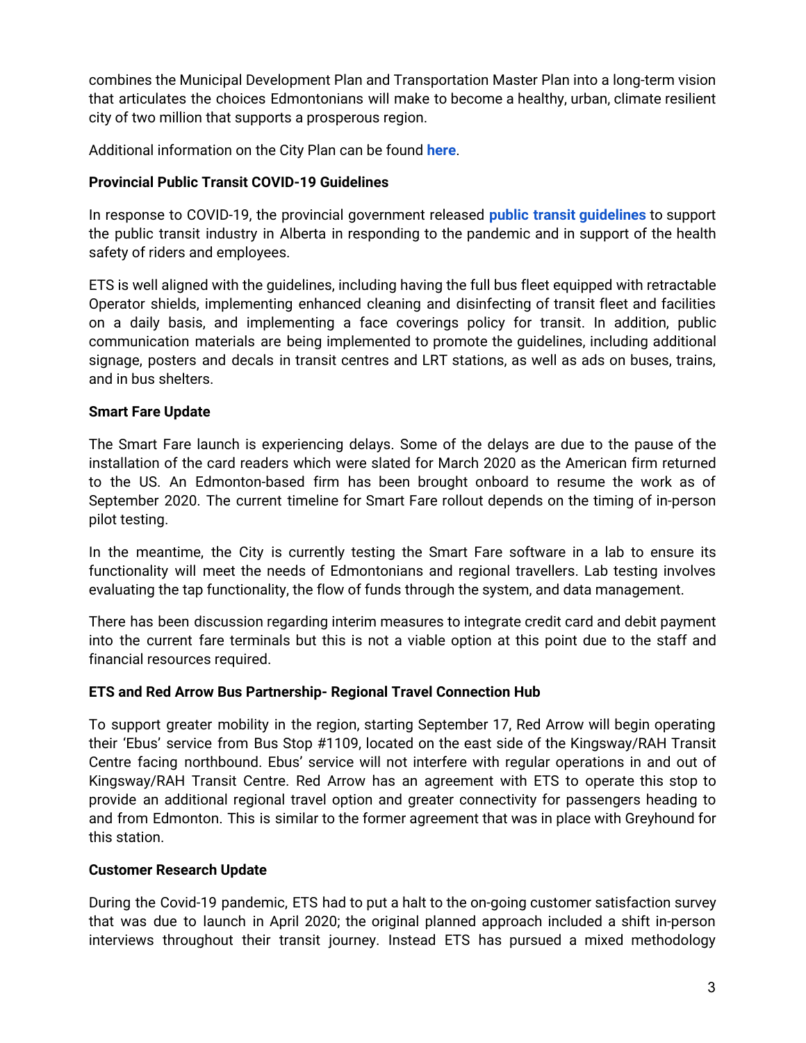combines the Municipal Development Plan and Transportation Master Plan into a long-term vision that articulates the choices Edmontonians will make to become a healthy, urban, climate resilient city of two million that supports a prosperous region.

Additional information on the City Plan can be found **here**.

**Provincial Public Transit COVID-19 Guidelines**

In response to COVID-19, the provincial government released **public transit guidelines** to support the public transit industry in Alberta in responding to the pandemic and in support of the health safety of riders and employees.

ETS is well aligned with the guidelines, including having the full bus fleet equipped with retractable Operator shields, implementing enhanced cleaning and disinfecting of transit fleet and facilities on a daily basis, and implementing a face coverings policy for transit. In addition, public communication materials are being implemented to promote the guidelines, including additional signage, posters and decals in transit centres and LRT stations, as well as ads on buses, trains, and in bus shelters.

**Smart Fare Update**

The Smart Fare launch is experiencing delays. Some of the delays are due to the pause of the installation of the card readers which were slated for March 2020 as the American firm returned to the US. An Edmonton-based firm has been brought onboard to resume the work as of September 2020. The current timeline for Smart Fare rollout depends on the timing of in-person pilot testing.

In the meantime, the City is currently testing the Smart Fare software in a lab to ensure its functionality will meet the needs of Edmontonians and regional travellers. Lab testing involves evaluating the tap functionality, the flow of funds through the system, and data management.

There has been discussion regarding interim measures to integrate credit card and debit payment into the current fare terminals but this is not a viable option at this point due to the staff and financial resources required.

**ETS and Red Arrow Bus Partnership- Regional Travel Connection Hub**

To support greater mobility in the region, starting September 17, Red Arrow will begin operating their 'Ebus' service from Bus Stop #1109, located on the east side of the Kingsway/RAH Transit Centre facing northbound. Ebus' service will not interfere with regular operations in and out of Kingsway/RAH Transit Centre. Red Arrow has an agreement with ETS to operate this stop to provide an additional regional travel option and greater connectivity for passengers heading to and from Edmonton. This is similar to the former agreement that was in place with Greyhound for this station.

**Customer Research Update**

During the Covid-19 pandemic, ETS had to put a halt to the on-going customer satisfaction survey that was due to launch in April 2020; the original planned approach included a shift in-person interviews throughout their transit journey. Instead ETS has pursued a mixed methodology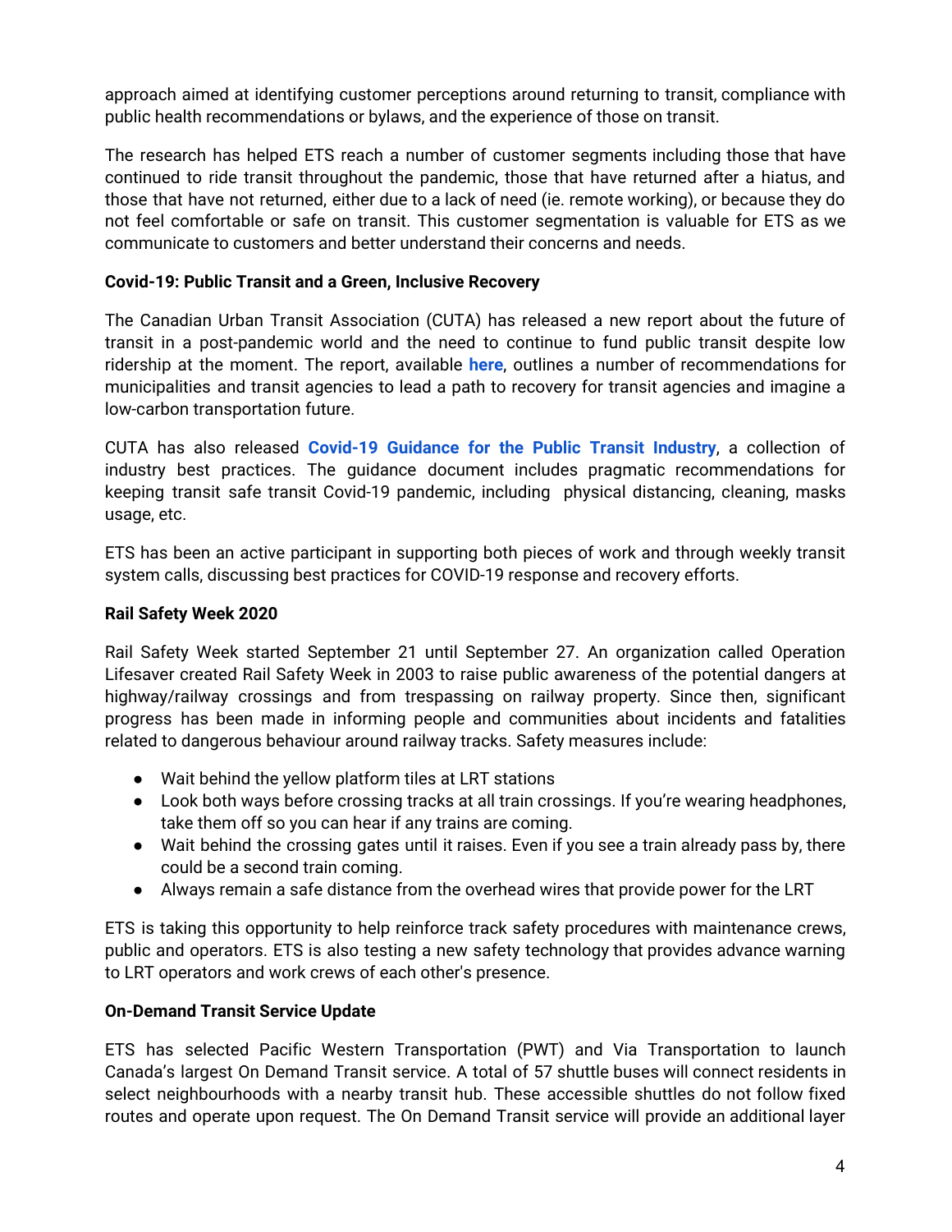approach aimed at identifying customer perceptions around returning to transit, compliance with public health recommendations or bylaws, and the experience of those on transit.

The research has helped ETS reach a number of customer segments including those that have continued to ride transit throughout the pandemic, those that have returned after a hiatus, and those that have not returned, either due to a lack of need (ie. remote working), or because they do not feel comfortable or safe on transit. This customer segmentation is valuable for ETS as we communicate to customers and better understand their concerns and needs.

**Covid-19: Public Transit and a Green, Inclusive Recovery**

The Canadian Urban Transit Association (CUTA) has released a new report about the future of transit in a post-pandemic world and the need to continue to fund public transit despite low ridership at the moment. The report, available **here**, outlines a number of recommendations for municipalities and transit agencies to lead a path to recovery for transit agencies and imagine a low-carbon transportation future.

CUTA has also released **Covid-19 Guidance for the Public Transit Industry**, a collection of industry best practices. The guidance document includes pragmatic recommendations for keeping transit safe transit Covid-19 pandemic, including physical distancing, cleaning, masks usage, etc.

ETS has been an active participant in supporting both pieces of work and through weekly transit system calls, discussing best practices for COVID-19 response and recovery efforts.

**Rail Safety Week 2020**

Rail Safety Week started September 21 until September 27. An organization called Operation Lifesaver created Rail Safety Week in 2003 to raise public awareness of the potential dangers at highway/railway crossings and from trespassing on railway property. Since then, significant progress has been made in informing people and communities about incidents and fatalities related to dangerous behaviour around railway tracks. Safety measures include:

- Wait behind the yellow platform tiles at LRT stations
- Look both ways before crossing tracks at all train crossings. If you're wearing headphones, take them off so you can hear if any trains are coming.
- Wait behind the crossing gates until it raises. Even if you see a train already pass by, there could be a second train coming.
- Always remain a safe distance from the overhead wires that provide power for the LRT

ETS is taking this opportunity to help reinforce track safety procedures with maintenance crews, public and operators. ETS is also testing a new safety technology that provides advance warning to LRT operators and work crews of each other's presence.

**On-Demand Transit Service Update**

ETS has selected Pacific Western Transportation (PWT) and Via Transportation to launch Canada's largest On Demand Transit service. A total of 57 shuttle buses will connect residents in select neighbourhoods with a nearby transit hub. These accessible shuttles do not follow fixed routes and operate upon request. The On Demand Transit service will provide an additional layer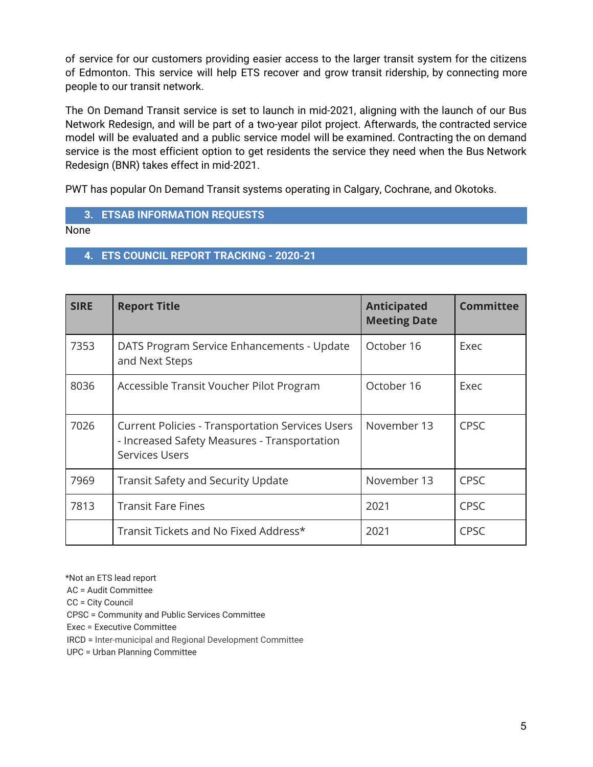of service for our customers providing easier access to the larger transit system for the citizens of Edmonton. This service will help ETS recover and grow transit ridership, by connecting more people to our transit network.

The On Demand Transit service is set to launch in mid-2021, aligning with the launch of our Bus Network Redesign, and will be part of a two-year pilot project. Afterwards, the contracted service model will be evaluated and a public service model will be examined. Contracting the on demand service is the most efficient option to get residents the service they need when the Bus Network Redesign (BNR) takes effect in mid-2021.

PWT has popular On Demand Transit systems operating in Calgary, Cochrane, and Okotoks.

## 3. ETSAB INFORMATION REQUESTS

None

## 4. ETS COUNCIL REPORT TRACKING - 2020-21

| SIRE | Report Title | Anticipated Meeting Date | Committee |
|---|---|---|---|
| 7353 | DATS Program Service Enhancements - Update and Next Steps | October 16 | Exec |
| 8036 | Accessible Transit Voucher Pilot Program | October 16 | Exec |
| 7026 | Current Policies - Transportation Services Users - Increased Safety Measures - Transportation Services Users | November 13 | CPSC |
| 7969 | Transit Safety and Security Update | November 13 | CPSC |
| 7813 | Transit Fare Fines | 2021 | CPSC |
| | Transit Tickets and No Fixed Address* | 2021 | CPSC |

*Not an ETS lead report
AC = Audit Committee
CC = City Council
CPSC = Community and Public Services Committee
Exec = Executive Committee
IRCD = Inter-municipal and Regional Development Committee
UPC = Urban Planning Committee